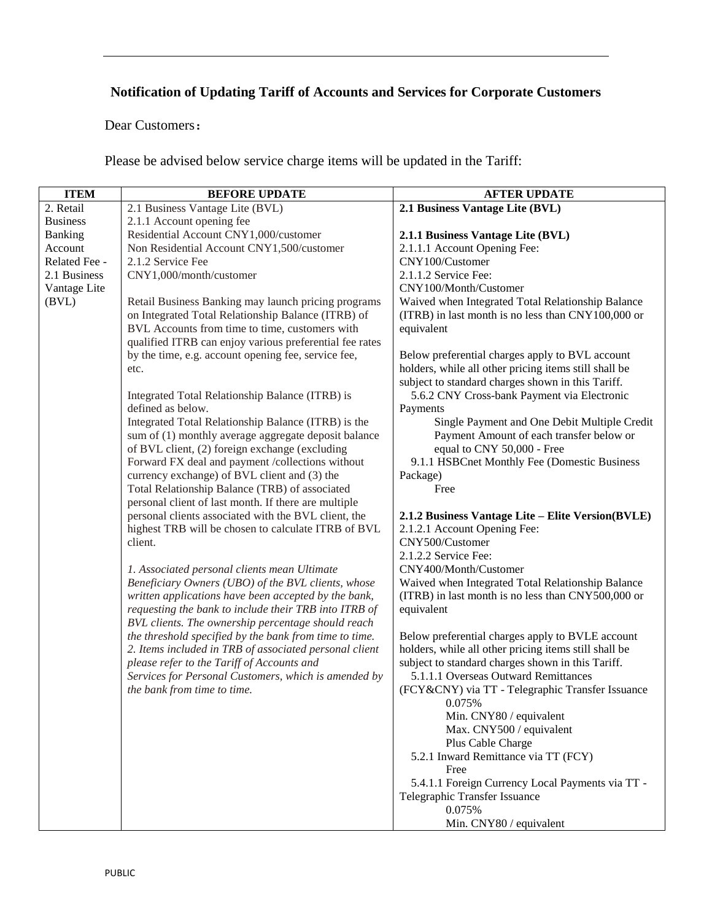## Notification of Updating Tariff of Accounts and Services for Corporate Customers

Dear Customers：

Please be advised below service charge items will be updated in the Tariff:

| ITEM | BEFORE UPDATE | AFTER UPDATE |
|---|---|---|
| 2. Retail Business Banking Account Related Fee - 2.1 Business Vantage Lite (BVL) | 2.1 Business Vantage Lite (BVL)<br>2.1.1 Account opening fee<br>Residential Account CNY1,000/customer<br>Non Residential Account CNY1,500/customer<br>2.1.2 Service Fee<br>CNY1,000/month/customer<br><br>Retail Business Banking may launch pricing programs on Integrated Total Relationship Balance (ITRB) of BVL Accounts from time to time, customers with qualified ITRB can enjoy various preferential fee rates by the time, e.g. account opening fee, service fee, etc.<br><br>Integrated Total Relationship Balance (ITRB) is defined as below.<br>Integrated Total Relationship Balance (ITRB) is the sum of (1) monthly average aggregate deposit balance of BVL client, (2) foreign exchange (excluding Forward FX deal and payment /collections without currency exchange) of BVL client and (3) the Total Relationship Balance (TRB) of associated personal client of last month. If there are multiple personal clients associated with the BVL client, the highest TRB will be chosen to calculate ITRB of BVL client.<br><br>*1. Associated personal clients mean Ultimate Beneficiary Owners (UBO) of the BVL clients, whose written applications have been accepted by the bank, requesting the bank to include their TRB into ITRB of BVL clients. The ownership percentage should reach the threshold specified by the bank from time to time.*<br>*2. Items included in TRB of associated personal client please refer to the Tariff of Accounts and Services for Personal Customers, which is amended by the bank from time to time.* | **2.1 Business Vantage Lite (BVL)**<br><br>**2.1.1 Business Vantage Lite (BVL)**<br>2.1.1.1 Account Opening Fee:<br>CNY100/Customer<br>2.1.1.2 Service Fee:<br>CNY100/Month/Customer<br>Waived when Integrated Total Relationship Balance (ITRB) in last month is no less than CNY100,000 or equivalent<br><br>Below preferential charges apply to BVL account holders, while all other pricing items still shall be subject to standard charges shown in this Tariff.<br>5.6.2 CNY Cross-bank Payment via Electronic Payments<br>Single Payment and One Debit Multiple Credit Payment Amount of each transfer below or equal to CNY 50,000 - Free<br>9.1.1 HSBCnet Monthly Fee (Domestic Business Package)<br>Free<br><br>**2.1.2 Business Vantage Lite – Elite Version(BVLE)**<br>2.1.2.1 Account Opening Fee:<br>CNY500/Customer<br>2.1.2.2 Service Fee:<br>CNY400/Month/Customer<br>Waived when Integrated Total Relationship Balance (ITRB) in last month is no less than CNY500,000 or equivalent<br><br>Below preferential charges apply to BVLE account holders, while all other pricing items still shall be subject to standard charges shown in this Tariff.<br>5.1.1.1 Overseas Outward Remittances (FCY&CNY) via TT - Telegraphic Transfer Issuance<br>0.075%<br>Min. CNY80 / equivalent<br>Max. CNY500 / equivalent<br>Plus Cable Charge<br>5.2.1 Inward Remittance via TT (FCY)<br>Free<br>5.4.1.1 Foreign Currency Local Payments via TT - Telegraphic Transfer Issuance<br>0.075%<br>Min. CNY80 / equivalent |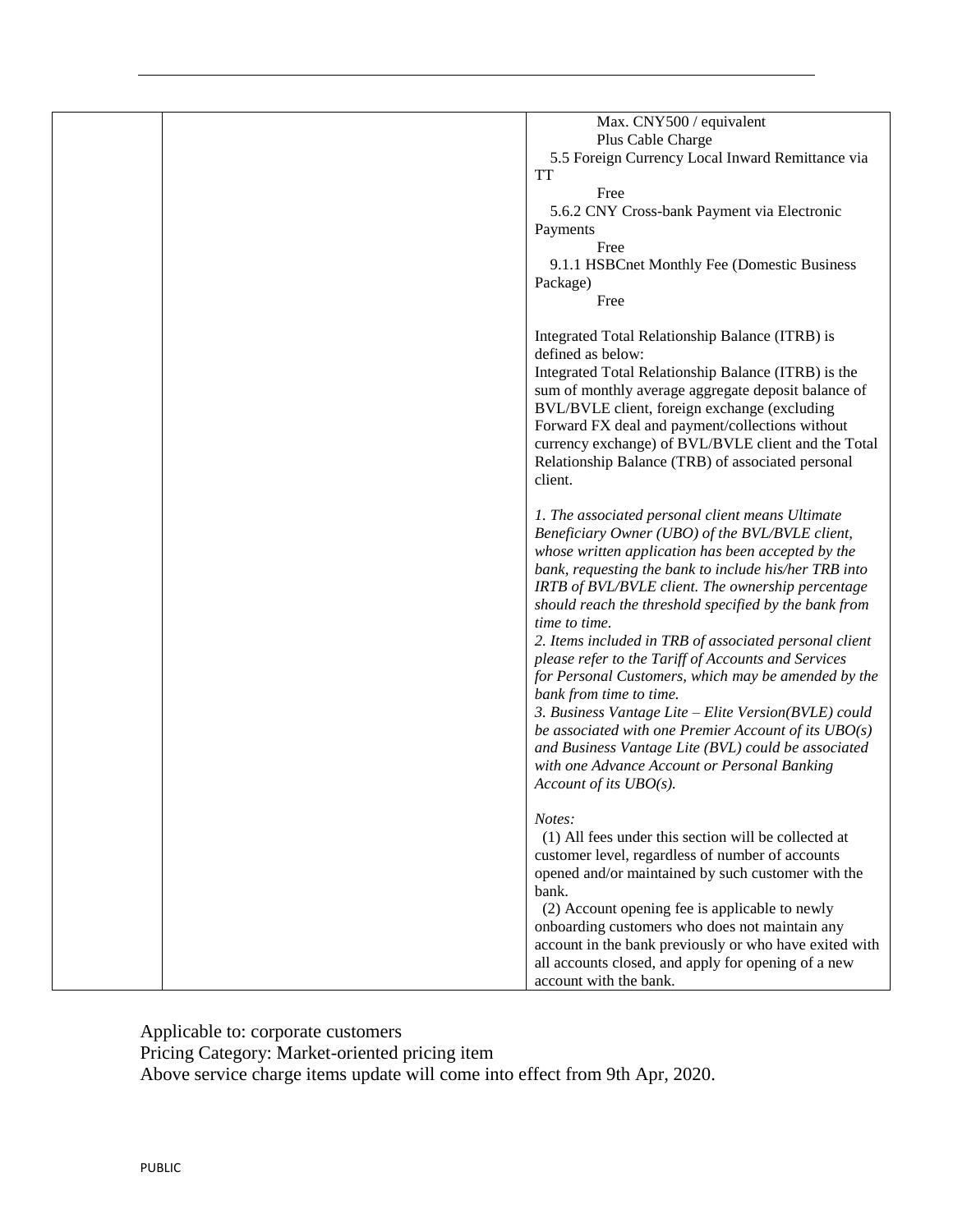| | | Max. CNY500 / equivalent<br>Plus Cable Charge<br>5.5 Foreign Currency Local Inward Remittance via TT<br>Free<br>5.6.2 CNY Cross-bank Payment via Electronic Payments<br>Free<br>9.1.1 HSBCnet Monthly Fee (Domestic Business Package)<br>Free<br><br>Integrated Total Relationship Balance (ITRB) is defined as below:<br>Integrated Total Relationship Balance (ITRB) is the sum of monthly average aggregate deposit balance of BVL/BVLE client, foreign exchange (excluding Forward FX deal and payment/collections without currency exchange) of BVL/BVLE client and the Total Relationship Balance (TRB) of associated personal client.<br><br>*1. The associated personal client means Ultimate Beneficiary Owner (UBO) of the BVL/BVLE client, whose written application has been accepted by the bank, requesting the bank to include his/her TRB into IRTB of BVL/BVLE client. The ownership percentage should reach the threshold specified by the bank from time to time.*<br>*2. Items included in TRB of associated personal client please refer to the Tariff of Accounts and Services for Personal Customers, which may be amended by the bank from time to time.*<br>*3. Business Vantage Lite – Elite Version(BVLE) could be associated with one Premier Account of its UBO(s) and Business Vantage Lite (BVL) could be associated with one Advance Account or Personal Banking Account of its UBO(s).*<br><br>*Notes:*<br>(1) All fees under this section will be collected at customer level, regardless of number of accounts opened and/or maintained by such customer with the bank.<br>(2) Account opening fee is applicable to newly onboarding customers who does not maintain any account in the bank previously or who have exited with all accounts closed, and apply for opening of a new account with the bank. |

Applicable to: corporate customers
Pricing Category: Market-oriented pricing item
Above service charge items update will come into effect from 9th Apr, 2020.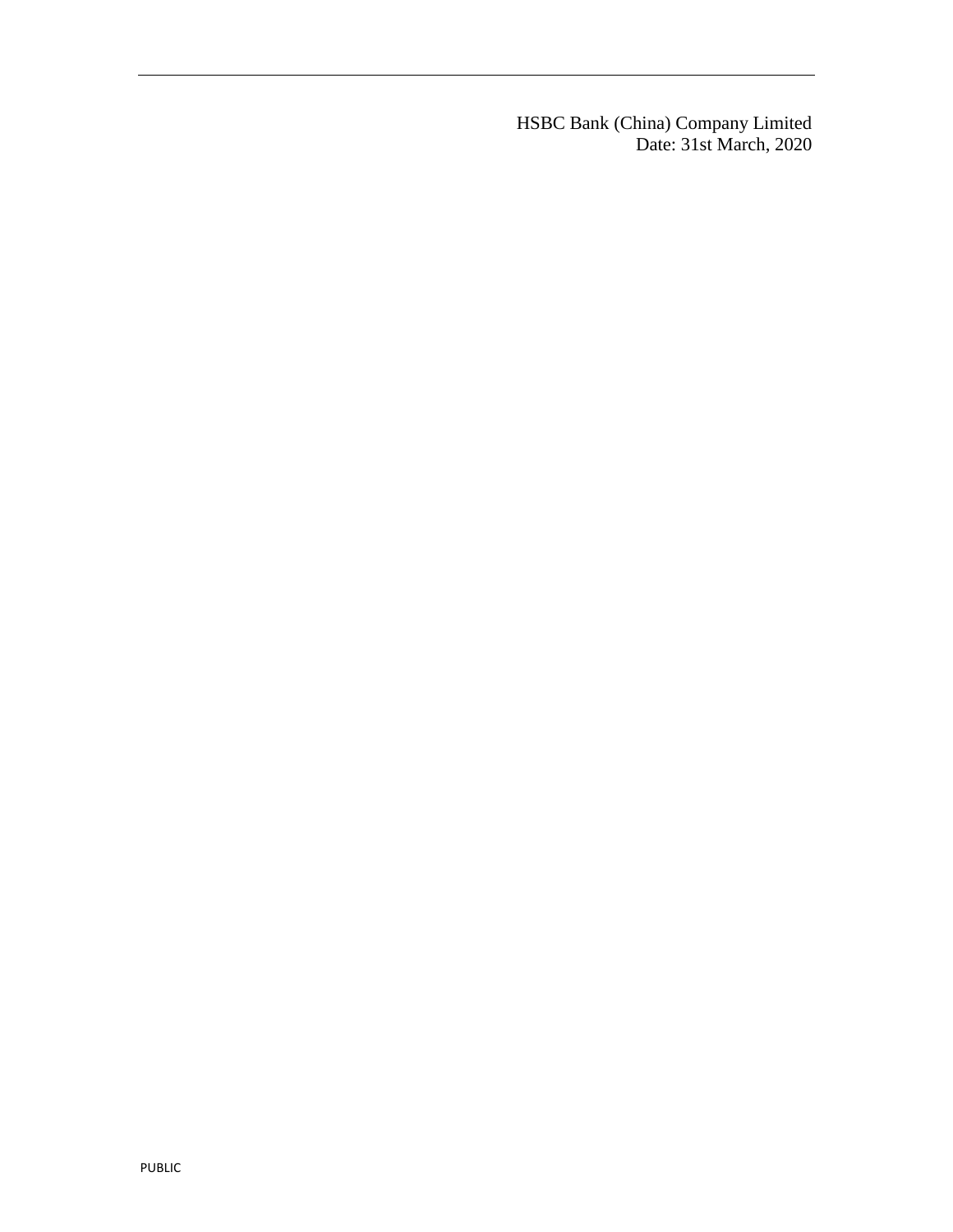HSBC Bank (China) Company Limited
Date: 31st March, 2020